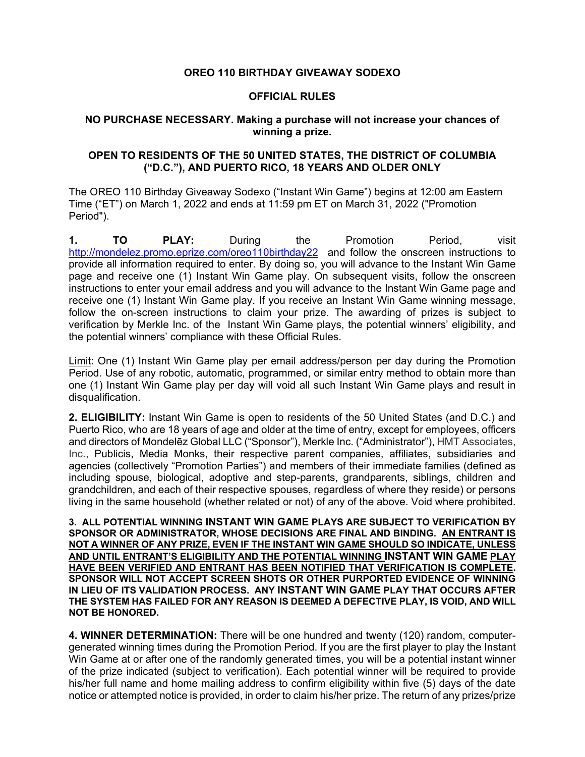# OREO 110 BIRTHDAY GIVEAWAY SODEXO

## OFFICIAL RULES

**NO PURCHASE NECESSARY. Making a purchase will not increase your chances of winning a prize.**

**OPEN TO RESIDENTS OF THE 50 UNITED STATES, THE DISTRICT OF COLUMBIA ("D.C."), AND PUERTO RICO, 18 YEARS AND OLDER ONLY**

The OREO 110 Birthday Giveaway Sodexo ("Instant Win Game") begins at 12:00 am Eastern Time ("ET") on March 1, 2022 and ends at 11:59 pm ET on March 31, 2022 ("Promotion Period").

**1. TO PLAY:** During the Promotion Period, visit http://mondelez.promo.eprize.com/oreo110birthday22 and follow the onscreen instructions to provide all information required to enter. By doing so, you will advance to the Instant Win Game page and receive one (1) Instant Win Game play. On subsequent visits, follow the onscreen instructions to enter your email address and you will advance to the Instant Win Game page and receive one (1) Instant Win Game play. If you receive an Instant Win Game winning message, follow the on-screen instructions to claim your prize. The awarding of prizes is subject to verification by Merkle Inc. of the Instant Win Game plays, the potential winners' eligibility, and the potential winners' compliance with these Official Rules.

Limit: One (1) Instant Win Game play per email address/person per day during the Promotion Period. Use of any robotic, automatic, programmed, or similar entry method to obtain more than one (1) Instant Win Game play per day will void all such Instant Win Game plays and result in disqualification.

**2. ELIGIBILITY:** Instant Win Game is open to residents of the 50 United States (and D.C.) and Puerto Rico, who are 18 years of age and older at the time of entry, except for employees, officers and directors of Mondelēz Global LLC ("Sponsor"), Merkle Inc. ("Administrator"), HMT Associates, Inc., Publicis, Media Monks, their respective parent companies, affiliates, subsidiaries and agencies (collectively "Promotion Parties") and members of their immediate families (defined as including spouse, biological, adoptive and step-parents, grandparents, siblings, children and grandchildren, and each of their respective spouses, regardless of where they reside) or persons living in the same household (whether related or not) of any of the above. Void where prohibited.

**3. ALL POTENTIAL WINNING INSTANT WIN GAME PLAYS ARE SUBJECT TO VERIFICATION BY SPONSOR OR ADMINISTRATOR, WHOSE DECISIONS ARE FINAL AND BINDING. AN ENTRANT IS NOT A WINNER OF ANY PRIZE, EVEN IF THE INSTANT WIN GAME SHOULD SO INDICATE, UNLESS AND UNTIL ENTRANT'S ELIGIBILITY AND THE POTENTIAL WINNING INSTANT WIN GAME PLAY HAVE BEEN VERIFIED AND ENTRANT HAS BEEN NOTIFIED THAT VERIFICATION IS COMPLETE. SPONSOR WILL NOT ACCEPT SCREEN SHOTS OR OTHER PURPORTED EVIDENCE OF WINNING IN LIEU OF ITS VALIDATION PROCESS. ANY INSTANT WIN GAME PLAY THAT OCCURS AFTER THE SYSTEM HAS FAILED FOR ANY REASON IS DEEMED A DEFECTIVE PLAY, IS VOID, AND WILL NOT BE HONORED.**

**4. WINNER DETERMINATION:** There will be one hundred and twenty (120) random, computer-generated winning times during the Promotion Period. If you are the first player to play the Instant Win Game at or after one of the randomly generated times, you will be a potential instant winner of the prize indicated (subject to verification). Each potential winner will be required to provide his/her full name and home mailing address to confirm eligibility within five (5) days of the date notice or attempted notice is provided, in order to claim his/her prize. The return of any prizes/prize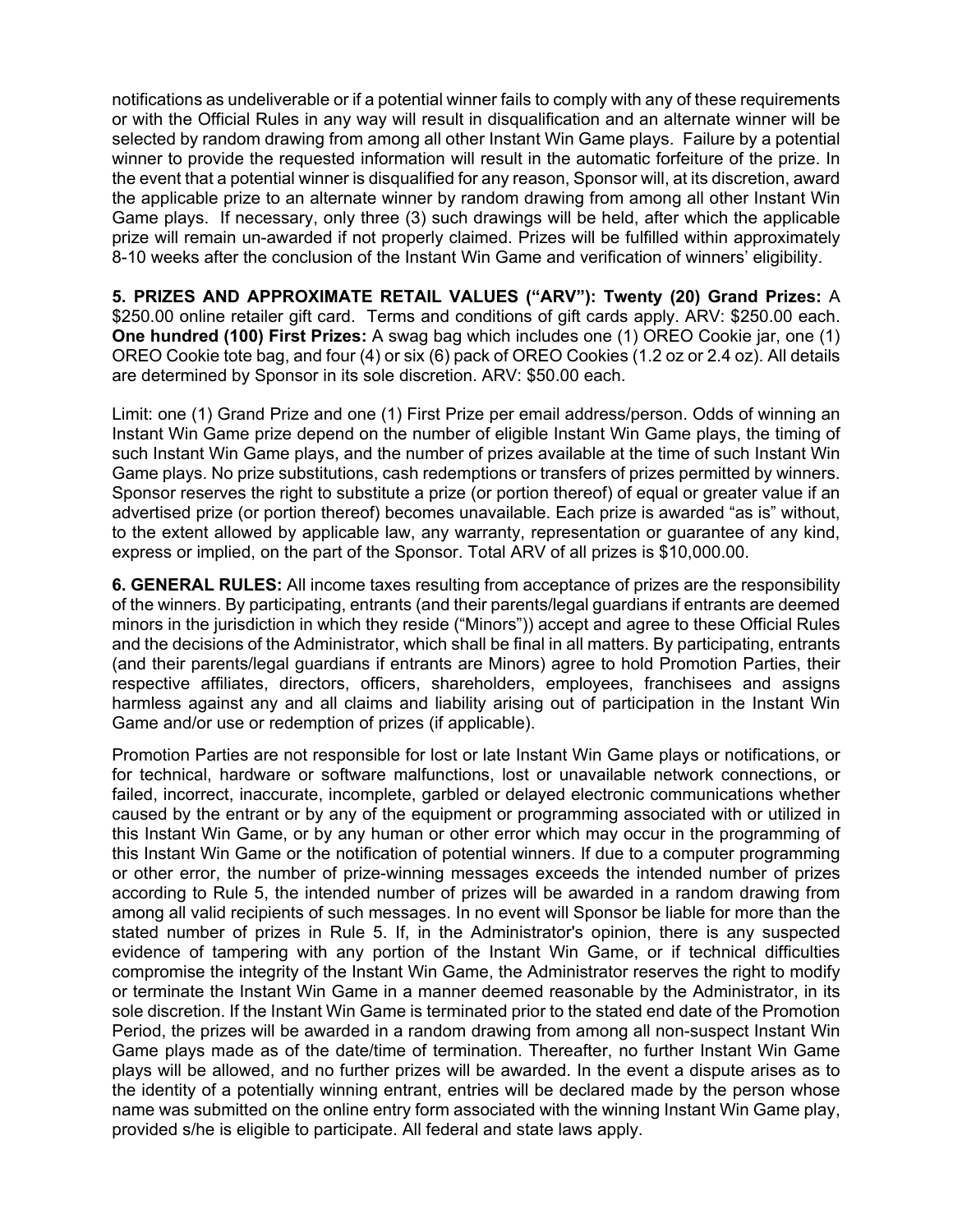notifications as undeliverable or if a potential winner fails to comply with any of these requirements or with the Official Rules in any way will result in disqualification and an alternate winner will be selected by random drawing from among all other Instant Win Game plays. Failure by a potential winner to provide the requested information will result in the automatic forfeiture of the prize. In the event that a potential winner is disqualified for any reason, Sponsor will, at its discretion, award the applicable prize to an alternate winner by random drawing from among all other Instant Win Game plays. If necessary, only three (3) such drawings will be held, after which the applicable prize will remain un-awarded if not properly claimed. Prizes will be fulfilled within approximately 8-10 weeks after the conclusion of the Instant Win Game and verification of winners' eligibility.

**5. PRIZES AND APPROXIMATE RETAIL VALUES ("ARV"): Twenty (20) Grand Prizes:** A $250.00 online retailer gift card. Terms and conditions of gift cards apply. ARV: $250.00 each. **One hundred (100) First Prizes:** A swag bag which includes one (1) OREO Cookie jar, one (1) OREO Cookie tote bag, and four (4) or six (6) pack of OREO Cookies (1.2 oz or 2.4 oz). All details are determined by Sponsor in its sole discretion. ARV: $50.00 each.

Limit: one (1) Grand Prize and one (1) First Prize per email address/person. Odds of winning an Instant Win Game prize depend on the number of eligible Instant Win Game plays, the timing of such Instant Win Game plays, and the number of prizes available at the time of such Instant Win Game plays. No prize substitutions, cash redemptions or transfers of prizes permitted by winners. Sponsor reserves the right to substitute a prize (or portion thereof) of equal or greater value if an advertised prize (or portion thereof) becomes unavailable. Each prize is awarded "as is" without, to the extent allowed by applicable law, any warranty, representation or guarantee of any kind, express or implied, on the part of the Sponsor. Total ARV of all prizes is $10,000.00.

**6. GENERAL RULES:** All income taxes resulting from acceptance of prizes are the responsibility of the winners. By participating, entrants (and their parents/legal guardians if entrants are deemed minors in the jurisdiction in which they reside ("Minors")) accept and agree to these Official Rules and the decisions of the Administrator, which shall be final in all matters. By participating, entrants (and their parents/legal guardians if entrants are Minors) agree to hold Promotion Parties, their respective affiliates, directors, officers, shareholders, employees, franchisees and assigns harmless against any and all claims and liability arising out of participation in the Instant Win Game and/or use or redemption of prizes (if applicable).

Promotion Parties are not responsible for lost or late Instant Win Game plays or notifications, or for technical, hardware or software malfunctions, lost or unavailable network connections, or failed, incorrect, inaccurate, incomplete, garbled or delayed electronic communications whether caused by the entrant or by any of the equipment or programming associated with or utilized in this Instant Win Game, or by any human or other error which may occur in the programming of this Instant Win Game or the notification of potential winners. If due to a computer programming or other error, the number of prize-winning messages exceeds the intended number of prizes according to Rule 5, the intended number of prizes will be awarded in a random drawing from among all valid recipients of such messages. In no event will Sponsor be liable for more than the stated number of prizes in Rule 5. If, in the Administrator's opinion, there is any suspected evidence of tampering with any portion of the Instant Win Game, or if technical difficulties compromise the integrity of the Instant Win Game, the Administrator reserves the right to modify or terminate the Instant Win Game in a manner deemed reasonable by the Administrator, in its sole discretion. If the Instant Win Game is terminated prior to the stated end date of the Promotion Period, the prizes will be awarded in a random drawing from among all non-suspect Instant Win Game plays made as of the date/time of termination. Thereafter, no further Instant Win Game plays will be allowed, and no further prizes will be awarded. In the event a dispute arises as to the identity of a potentially winning entrant, entries will be declared made by the person whose name was submitted on the online entry form associated with the winning Instant Win Game play, provided s/he is eligible to participate. All federal and state laws apply.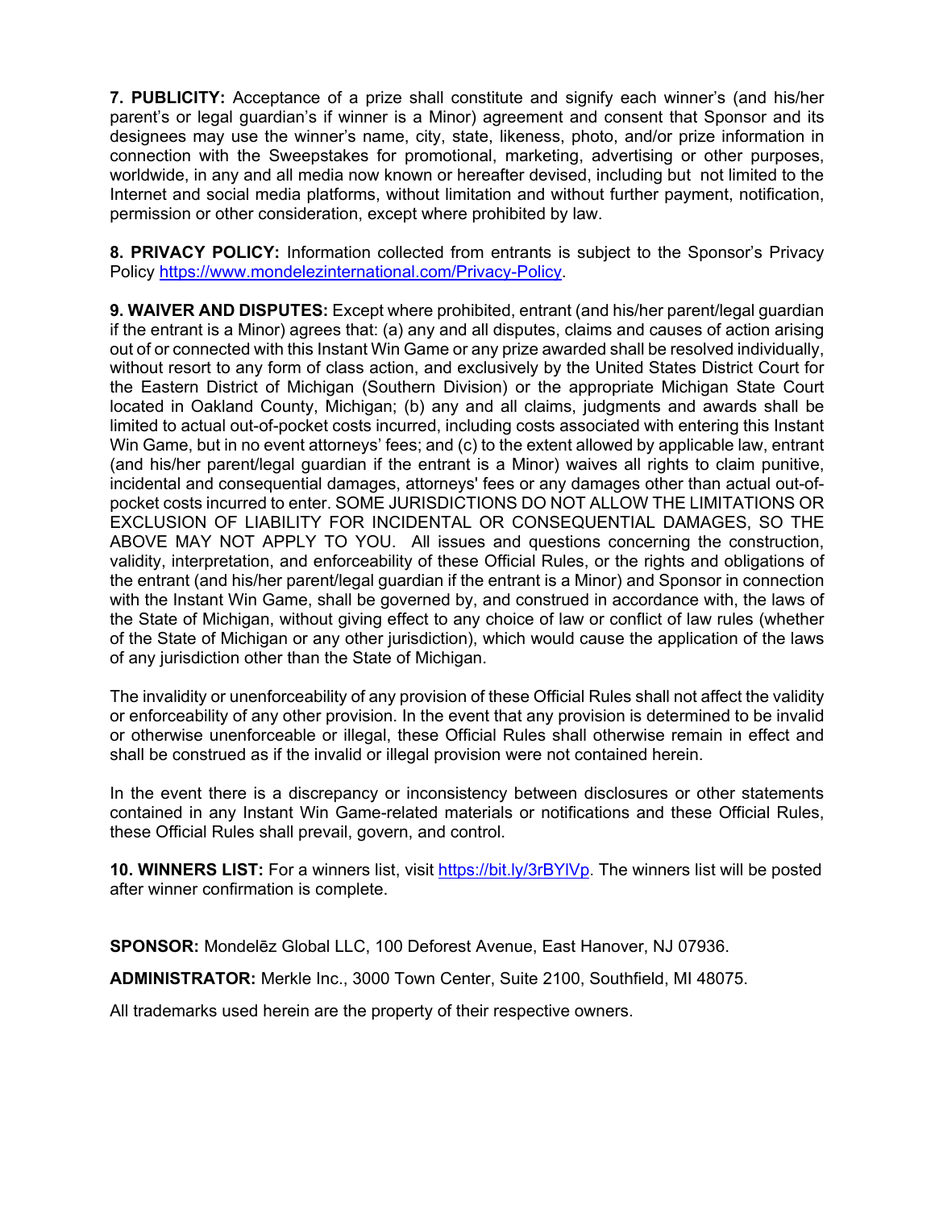**7. PUBLICITY:** Acceptance of a prize shall constitute and signify each winner's (and his/her parent's or legal guardian's if winner is a Minor) agreement and consent that Sponsor and its designees may use the winner's name, city, state, likeness, photo, and/or prize information in connection with the Sweepstakes for promotional, marketing, advertising or other purposes, worldwide, in any and all media now known or hereafter devised, including but not limited to the Internet and social media platforms, without limitation and without further payment, notification, permission or other consideration, except where prohibited by law.

**8. PRIVACY POLICY:** Information collected from entrants is subject to the Sponsor's Privacy Policy [https://www.mondelezinternational.com/Privacy-Policy](https://www.mondelezinternational.com/Privacy-Policy).

**9. WAIVER AND DISPUTES:** Except where prohibited, entrant (and his/her parent/legal guardian if the entrant is a Minor) agrees that: (a) any and all disputes, claims and causes of action arising out of or connected with this Instant Win Game or any prize awarded shall be resolved individually, without resort to any form of class action, and exclusively by the United States District Court for the Eastern District of Michigan (Southern Division) or the appropriate Michigan State Court located in Oakland County, Michigan; (b) any and all claims, judgments and awards shall be limited to actual out-of-pocket costs incurred, including costs associated with entering this Instant Win Game, but in no event attorneys' fees; and (c) to the extent allowed by applicable law, entrant (and his/her parent/legal guardian if the entrant is a Minor) waives all rights to claim punitive, incidental and consequential damages, attorneys' fees or any damages other than actual out-of-pocket costs incurred to enter. SOME JURISDICTIONS DO NOT ALLOW THE LIMITATIONS OR EXCLUSION OF LIABILITY FOR INCIDENTAL OR CONSEQUENTIAL DAMAGES, SO THE ABOVE MAY NOT APPLY TO YOU. All issues and questions concerning the construction, validity, interpretation, and enforceability of these Official Rules, or the rights and obligations of the entrant (and his/her parent/legal guardian if the entrant is a Minor) and Sponsor in connection with the Instant Win Game, shall be governed by, and construed in accordance with, the laws of the State of Michigan, without giving effect to any choice of law or conflict of law rules (whether of the State of Michigan or any other jurisdiction), which would cause the application of the laws of any jurisdiction other than the State of Michigan.

The invalidity or unenforceability of any provision of these Official Rules shall not affect the validity or enforceability of any other provision. In the event that any provision is determined to be invalid or otherwise unenforceable or illegal, these Official Rules shall otherwise remain in effect and shall be construed as if the invalid or illegal provision were not contained herein.

In the event there is a discrepancy or inconsistency between disclosures or other statements contained in any Instant Win Game-related materials or notifications and these Official Rules, these Official Rules shall prevail, govern, and control.

**10. WINNERS LIST:** For a winners list, visit [https://bit.ly/3rBYlVp](https://bit.ly/3rBYlVp). The winners list will be posted after winner confirmation is complete.

**SPONSOR:** Mondelēz Global LLC, 100 Deforest Avenue, East Hanover, NJ 07936.

**ADMINISTRATOR:** Merkle Inc., 3000 Town Center, Suite 2100, Southfield, MI 48075.

All trademarks used herein are the property of their respective owners.